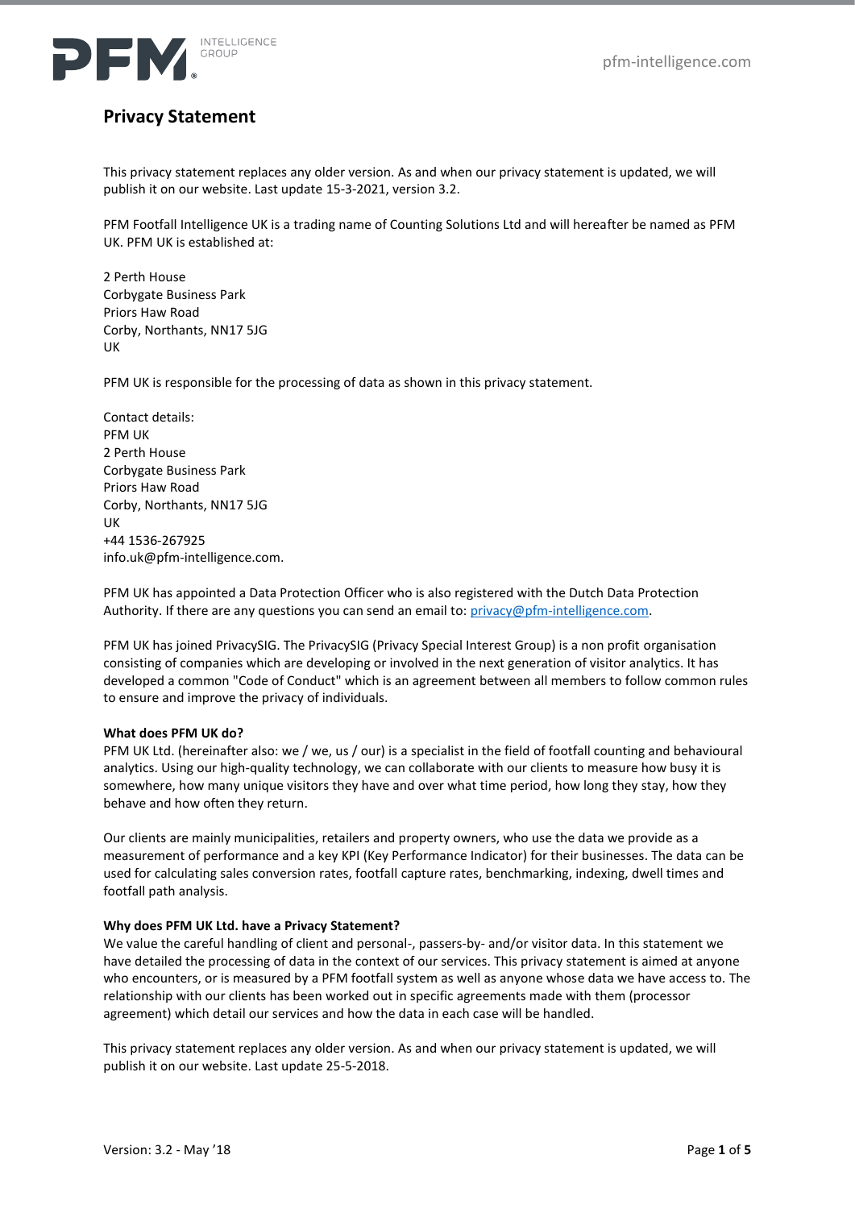# Privacy Statement

This privacy statement replaces any older version. As and when our privacy statement is updated, we will publish it on our website. Last update 15-3-2021, version 3.2.

PFM Footfall Intelligence UK is a trading name of Counting Solutions Ltd and will hereafter be named as PFM UK. PFM UK is established at:

2 Perth House
Corbygate Business Park
Priors Haw Road
Corby, Northants, NN17 5JG
UK

PFM UK is responsible for the processing of data as shown in this privacy statement.

Contact details:
PFM UK
2 Perth House
Corbygate Business Park
Priors Haw Road
Corby, Northants, NN17 5JG
UK
+44 1536-267925
info.uk@pfm-intelligence.com.

PFM UK has appointed a Data Protection Officer who is also registered with the Dutch Data Protection Authority. If there are any questions you can send an email to: privacy@pfm-intelligence.com.

PFM UK has joined PrivacySIG. The PrivacySIG (Privacy Special Interest Group) is a non profit organisation consisting of companies which are developing or involved in the next generation of visitor analytics. It has developed a common "Code of Conduct" which is an agreement between all members to follow common rules to ensure and improve the privacy of individuals.

**What does PFM UK do?**

PFM UK Ltd. (hereinafter also: we / we, us / our) is a specialist in the field of footfall counting and behavioural analytics. Using our high-quality technology, we can collaborate with our clients to measure how busy it is somewhere, how many unique visitors they have and over what time period, how long they stay, how they behave and how often they return.

Our clients are mainly municipalities, retailers and property owners, who use the data we provide as a measurement of performance and a key KPI (Key Performance Indicator) for their businesses. The data can be used for calculating sales conversion rates, footfall capture rates, benchmarking, indexing, dwell times and footfall path analysis.

**Why does PFM UK Ltd. have a Privacy Statement?**

We value the careful handling of client and personal-, passers-by- and/or visitor data. In this statement we have detailed the processing of data in the context of our services. This privacy statement is aimed at anyone who encounters, or is measured by a PFM footfall system as well as anyone whose data we have access to. The relationship with our clients has been worked out in specific agreements made with them (processor agreement) which detail our services and how the data in each case will be handled.

This privacy statement replaces any older version. As and when our privacy statement is updated, we will publish it on our website. Last update 25-5-2018.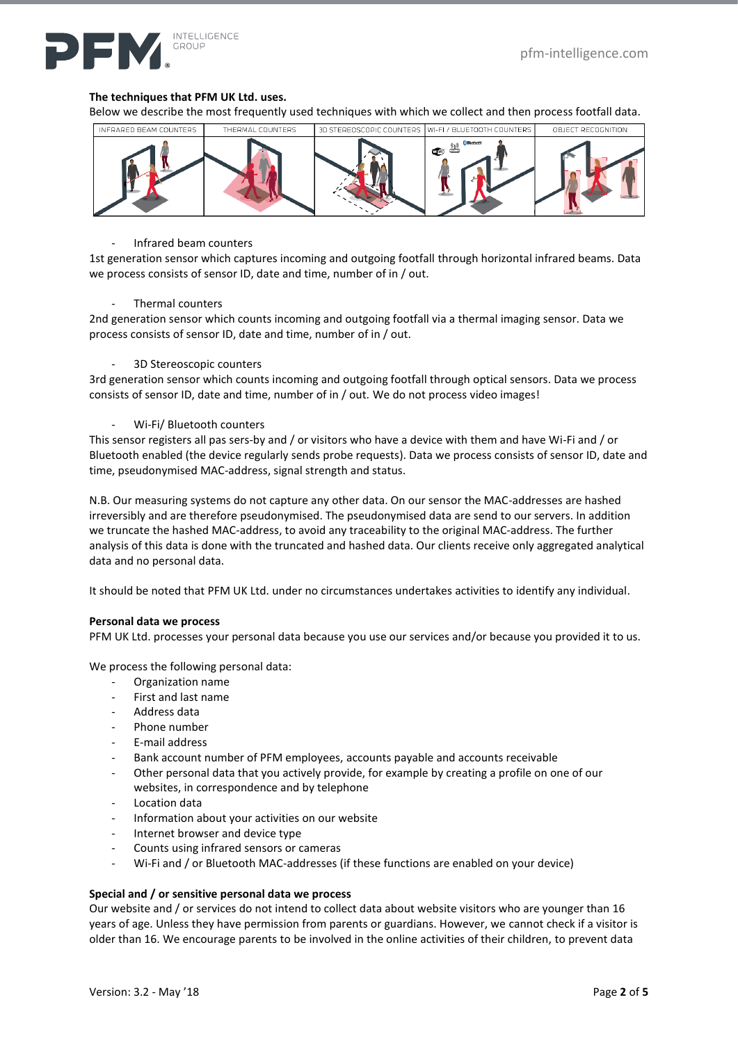**The techniques that PFM UK Ltd. uses.**

Below we describe the most frequently used techniques with which we collect and then process footfall data.

| INFRARED BEAM COUNTERS | THERMAL COUNTERS | 3D STEREOSCOPIC COUNTERS | WI-FI / BLUETOOTH COUNTERS | OBJECT RECOGNITION |
|---|---|---|---|---|

- Infrared beam counters

1st generation sensor which captures incoming and outgoing footfall through horizontal infrared beams. Data we process consists of sensor ID, date and time, number of in / out.

- Thermal counters

2nd generation sensor which counts incoming and outgoing footfall via a thermal imaging sensor. Data we process consists of sensor ID, date and time, number of in / out.

- 3D Stereoscopic counters

3rd generation sensor which counts incoming and outgoing footfall through optical sensors. Data we process consists of sensor ID, date and time, number of in / out. We do not process video images!

- Wi-Fi/ Bluetooth counters

This sensor registers all pas sers-by and / or visitors who have a device with them and have Wi-Fi and / or Bluetooth enabled (the device regularly sends probe requests). Data we process consists of sensor ID, date and time, pseudonymised MAC-address, signal strength and status.

N.B. Our measuring systems do not capture any other data. On our sensor the MAC-addresses are hashed irreversibly and are therefore pseudonymised. The pseudonymised data are send to our servers. In addition we truncate the hashed MAC-address, to avoid any traceability to the original MAC-address. The further analysis of this data is done with the truncated and hashed data. Our clients receive only aggregated analytical data and no personal data.

It should be noted that PFM UK Ltd. under no circumstances undertakes activities to identify any individual.

**Personal data we process**

PFM UK Ltd. processes your personal data because you use our services and/or because you provided it to us.

We process the following personal data:

- Organization name
- First and last name
- Address data
- Phone number
- E-mail address
- Bank account number of PFM employees, accounts payable and accounts receivable
- Other personal data that you actively provide, for example by creating a profile on one of our websites, in correspondence and by telephone
- Location data
- Information about your activities on our website
- Internet browser and device type
- Counts using infrared sensors or cameras
- Wi-Fi and / or Bluetooth MAC-addresses (if these functions are enabled on your device)

**Special and / or sensitive personal data we process**

Our website and / or services do not intend to collect data about website visitors who are younger than 16 years of age. Unless they have permission from parents or guardians. However, we cannot check if a visitor is older than 16. We encourage parents to be involved in the online activities of their children, to prevent data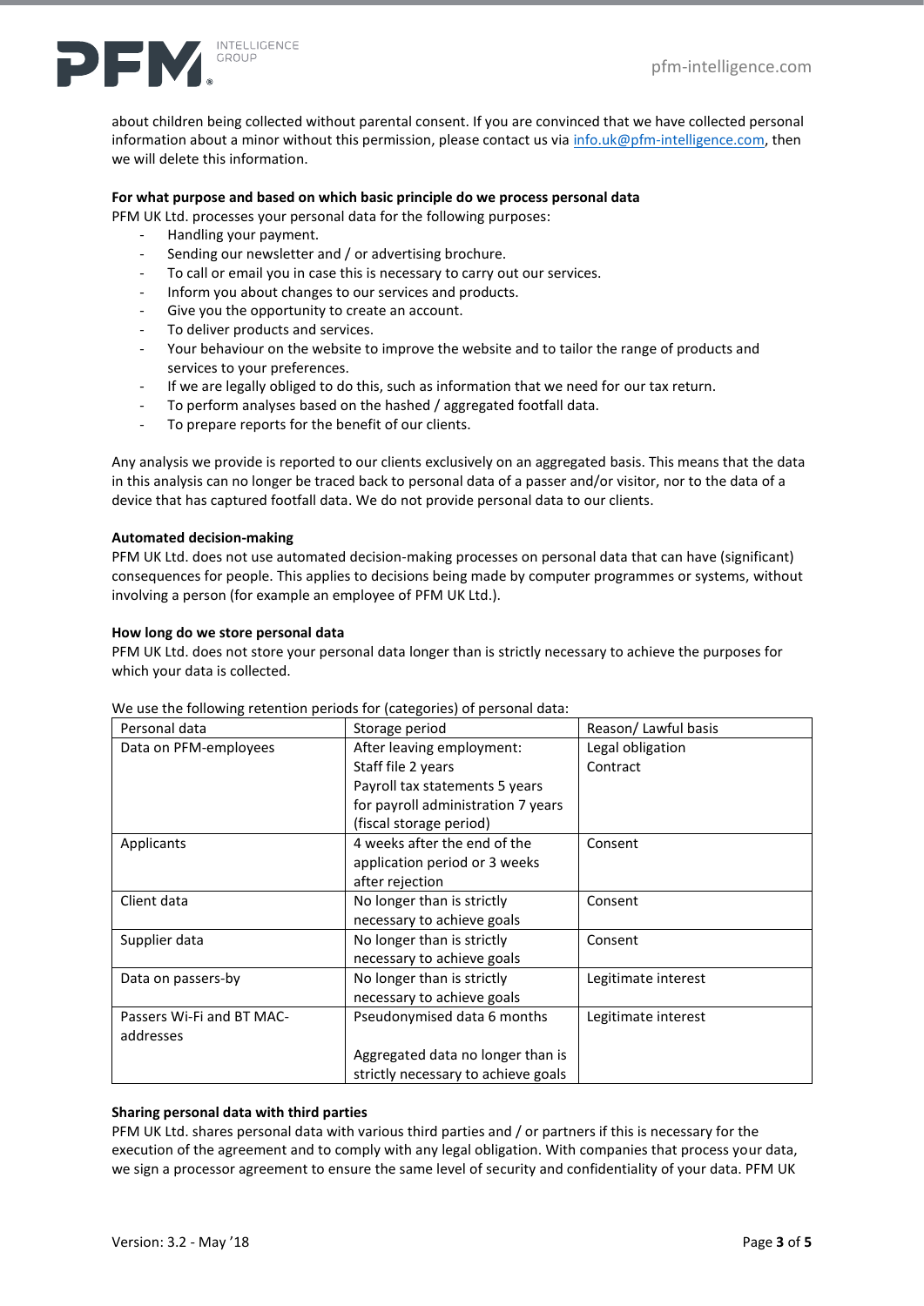about children being collected without parental consent. If you are convinced that we have collected personal information about a minor without this permission, please contact us via info.uk@pfm-intelligence.com, then we will delete this information.

**For what purpose and based on which basic principle do we process personal data**

PFM UK Ltd. processes your personal data for the following purposes:

- Handling your payment.
- Sending our newsletter and / or advertising brochure.
- To call or email you in case this is necessary to carry out our services.
- Inform you about changes to our services and products.
- Give you the opportunity to create an account.
- To deliver products and services.
- Your behaviour on the website to improve the website and to tailor the range of products and services to your preferences.
- If we are legally obliged to do this, such as information that we need for our tax return.
- To perform analyses based on the hashed / aggregated footfall data.
- To prepare reports for the benefit of our clients.

Any analysis we provide is reported to our clients exclusively on an aggregated basis. This means that the data in this analysis can no longer be traced back to personal data of a passer and/or visitor, nor to the data of a device that has captured footfall data. We do not provide personal data to our clients.

**Automated decision-making**

PFM UK Ltd. does not use automated decision-making processes on personal data that can have (significant) consequences for people. This applies to decisions being made by computer programmes or systems, without involving a person (for example an employee of PFM UK Ltd.).

**How long do we store personal data**

PFM UK Ltd. does not store your personal data longer than is strictly necessary to achieve the purposes for which your data is collected.

We use the following retention periods for (categories) of personal data:

| Personal data | Storage period | Reason/ Lawful basis |
|---|---|---|
| Data on PFM-employees | After leaving employment:<br>Staff file 2 years<br>Payroll tax statements 5 years<br>for payroll administration 7 years (fiscal storage period) | Legal obligation<br>Contract |
| Applicants | 4 weeks after the end of the application period or 3 weeks after rejection | Consent |
| Client data | No longer than is strictly necessary to achieve goals | Consent |
| Supplier data | No longer than is strictly necessary to achieve goals | Consent |
| Data on passers-by | No longer than is strictly necessary to achieve goals | Legitimate interest |
| Passers Wi-Fi and BT MAC-addresses | Pseudonymised data 6 months<br><br>Aggregated data no longer than is strictly necessary to achieve goals | Legitimate interest |

**Sharing personal data with third parties**

PFM UK Ltd. shares personal data with various third parties and / or partners if this is necessary for the execution of the agreement and to comply with any legal obligation. With companies that process your data, we sign a processor agreement to ensure the same level of security and confidentiality of your data. PFM UK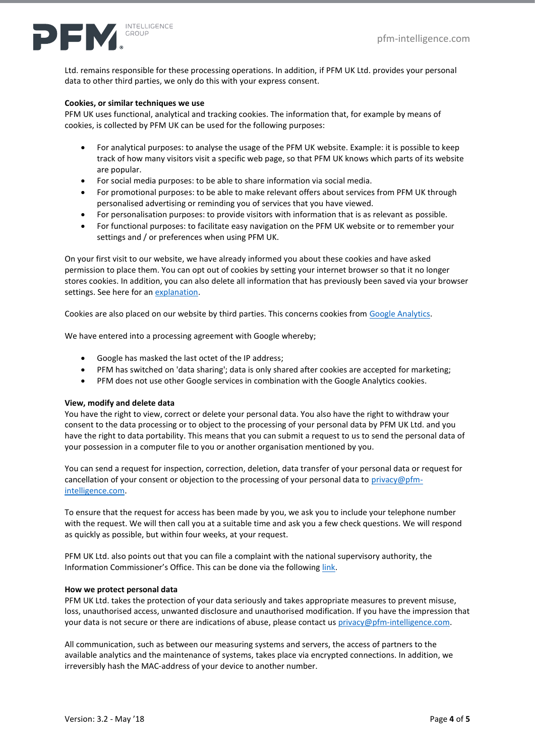Ltd. remains responsible for these processing operations. In addition, if PFM UK Ltd. provides your personal data to other third parties, we only do this with your express consent.

**Cookies, or similar techniques we use**

PFM UK uses functional, analytical and tracking cookies. The information that, for example by means of cookies, is collected by PFM UK can be used for the following purposes:

- For analytical purposes: to analyse the usage of the PFM UK website. Example: it is possible to keep track of how many visitors visit a specific web page, so that PFM UK knows which parts of its website are popular.
- For social media purposes: to be able to share information via social media.
- For promotional purposes: to be able to make relevant offers about services from PFM UK through personalised advertising or reminding you of services that you have viewed.
- For personalisation purposes: to provide visitors with information that is as relevant as possible.
- For functional purposes: to facilitate easy navigation on the PFM UK website or to remember your settings and / or preferences when using PFM UK.

On your first visit to our website, we have already informed you about these cookies and have asked permission to place them. You can opt out of cookies by setting your internet browser so that it no longer stores cookies. In addition, you can also delete all information that has previously been saved via your browser settings. See here for an explanation.

Cookies are also placed on our website by third parties. This concerns cookies from Google Analytics.

We have entered into a processing agreement with Google whereby;

- Google has masked the last octet of the IP address;
- PFM has switched on 'data sharing'; data is only shared after cookies are accepted for marketing;
- PFM does not use other Google services in combination with the Google Analytics cookies.

**View, modify and delete data**

You have the right to view, correct or delete your personal data. You also have the right to withdraw your consent to the data processing or to object to the processing of your personal data by PFM UK Ltd. and you have the right to data portability. This means that you can submit a request to us to send the personal data of your possession in a computer file to you or another organisation mentioned by you.

You can send a request for inspection, correction, deletion, data transfer of your personal data or request for cancellation of your consent or objection to the processing of your personal data to privacy@pfm-intelligence.com.

To ensure that the request for access has been made by you, we ask you to include your telephone number with the request. We will then call you at a suitable time and ask you a few check questions. We will respond as quickly as possible, but within four weeks, at your request.

PFM UK Ltd. also points out that you can file a complaint with the national supervisory authority, the Information Commissioner's Office. This can be done via the following link.

**How we protect personal data**

PFM UK Ltd. takes the protection of your data seriously and takes appropriate measures to prevent misuse, loss, unauthorised access, unwanted disclosure and unauthorised modification. If you have the impression that your data is not secure or there are indications of abuse, please contact us privacy@pfm-intelligence.com.

All communication, such as between our measuring systems and servers, the access of partners to the available analytics and the maintenance of systems, takes place via encrypted connections. In addition, we irreversibly hash the MAC-address of your device to another number.

Version: 3.2 - May '18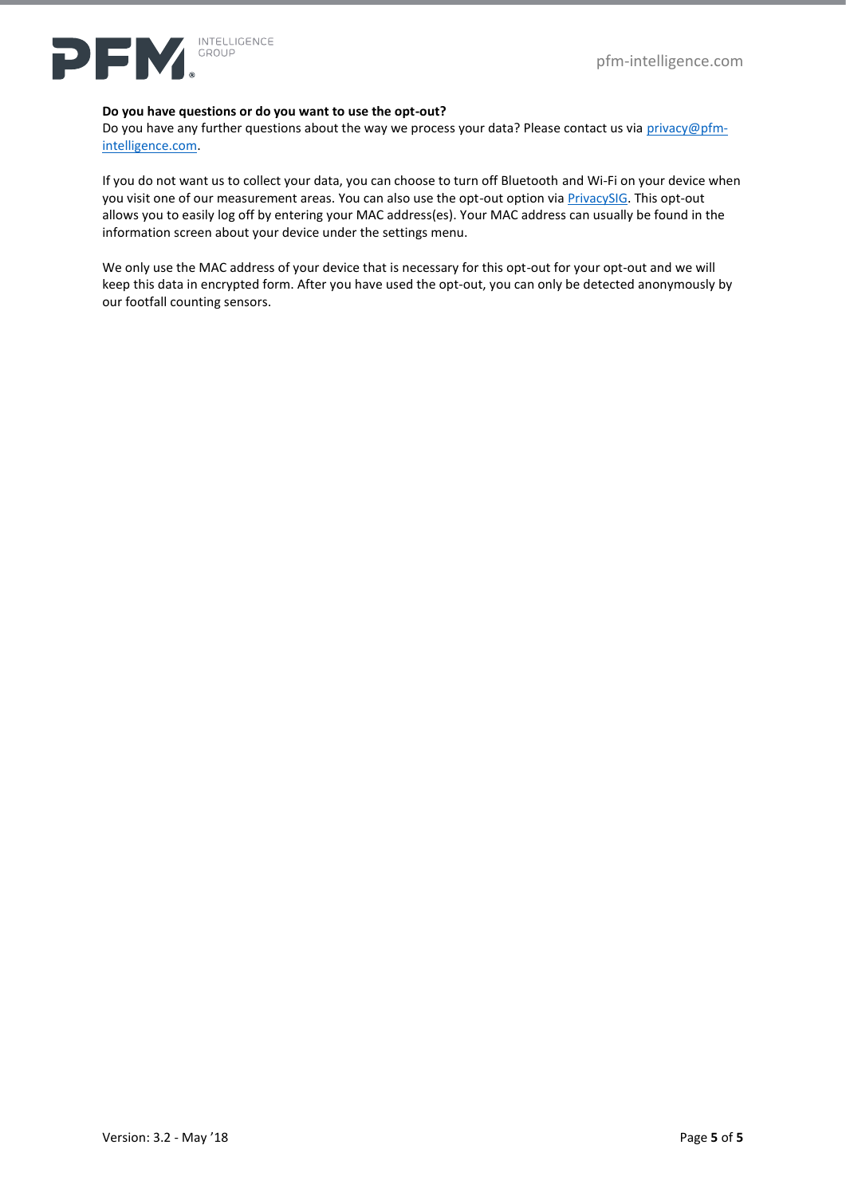**Do you have questions or do you want to use the opt-out?**
Do you have any further questions about the way we process your data? Please contact us via privacy@pfm-intelligence.com.

If you do not want us to collect your data, you can choose to turn off Bluetooth and Wi-Fi on your device when you visit one of our measurement areas. You can also use the opt-out option via PrivacySIG. This opt-out allows you to easily log off by entering your MAC address(es). Your MAC address can usually be found in the information screen about your device under the settings menu.

We only use the MAC address of your device that is necessary for this opt-out for your opt-out and we will keep this data in encrypted form. After you have used the opt-out, you can only be detected anonymously by our footfall counting sensors.